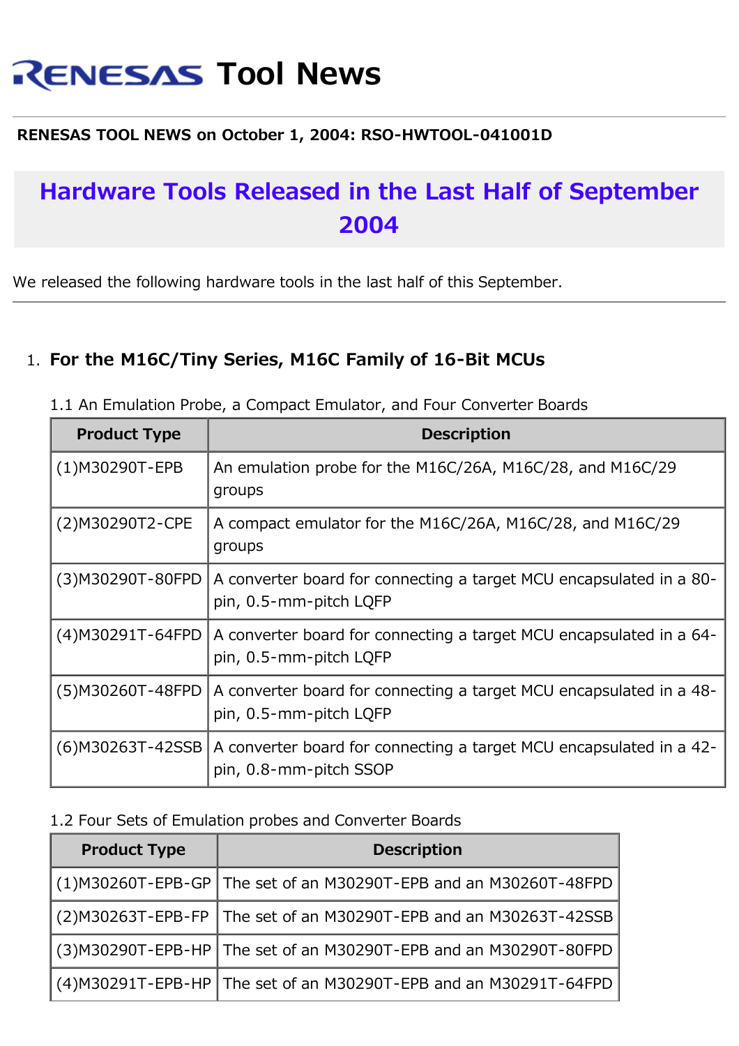# RENESAS Tool News

**RENESAS TOOL NEWS on October 1, 2004: RSO-HWTOOL-041001D**

## Hardware Tools Released in the Last Half of September 2004

We released the following hardware tools in the last half of this September.

---

1. **For the M16C/Tiny Series, M16C Family of 16-Bit MCUs**

1.1 An Emulation Probe, a Compact Emulator, and Four Converter Boards

| Product Type | Description |
| --- | --- |
| (1)M30290T-EPB | An emulation probe for the M16C/26A, M16C/28, and M16C/29 groups |
| (2)M30290T2-CPE | A compact emulator for the M16C/26A, M16C/28, and M16C/29 groups |
| (3)M30290T-80FPD | A converter board for connecting a target MCU encapsulated in a 80-pin, 0.5-mm-pitch LQFP |
| (4)M30291T-64FPD | A converter board for connecting a target MCU encapsulated in a 64-pin, 0.5-mm-pitch LQFP |
| (5)M30260T-48FPD | A converter board for connecting a target MCU encapsulated in a 48-pin, 0.5-mm-pitch LQFP |
| (6)M30263T-42SSB | A converter board for connecting a target MCU encapsulated in a 42-pin, 0.8-mm-pitch SSOP |

1.2 Four Sets of Emulation probes and Converter Boards

| Product Type | Description |
| --- | --- |
| (1)M30260T-EPB-GP | The set of an M30290T-EPB and an M30260T-48FPD |
| (2)M30263T-EPB-FP | The set of an M30290T-EPB and an M30263T-42SSB |
| (3)M30290T-EPB-HP | The set of an M30290T-EPB and an M30290T-80FPD |
| (4)M30291T-EPB-HP | The set of an M30290T-EPB and an M30291T-64FPD |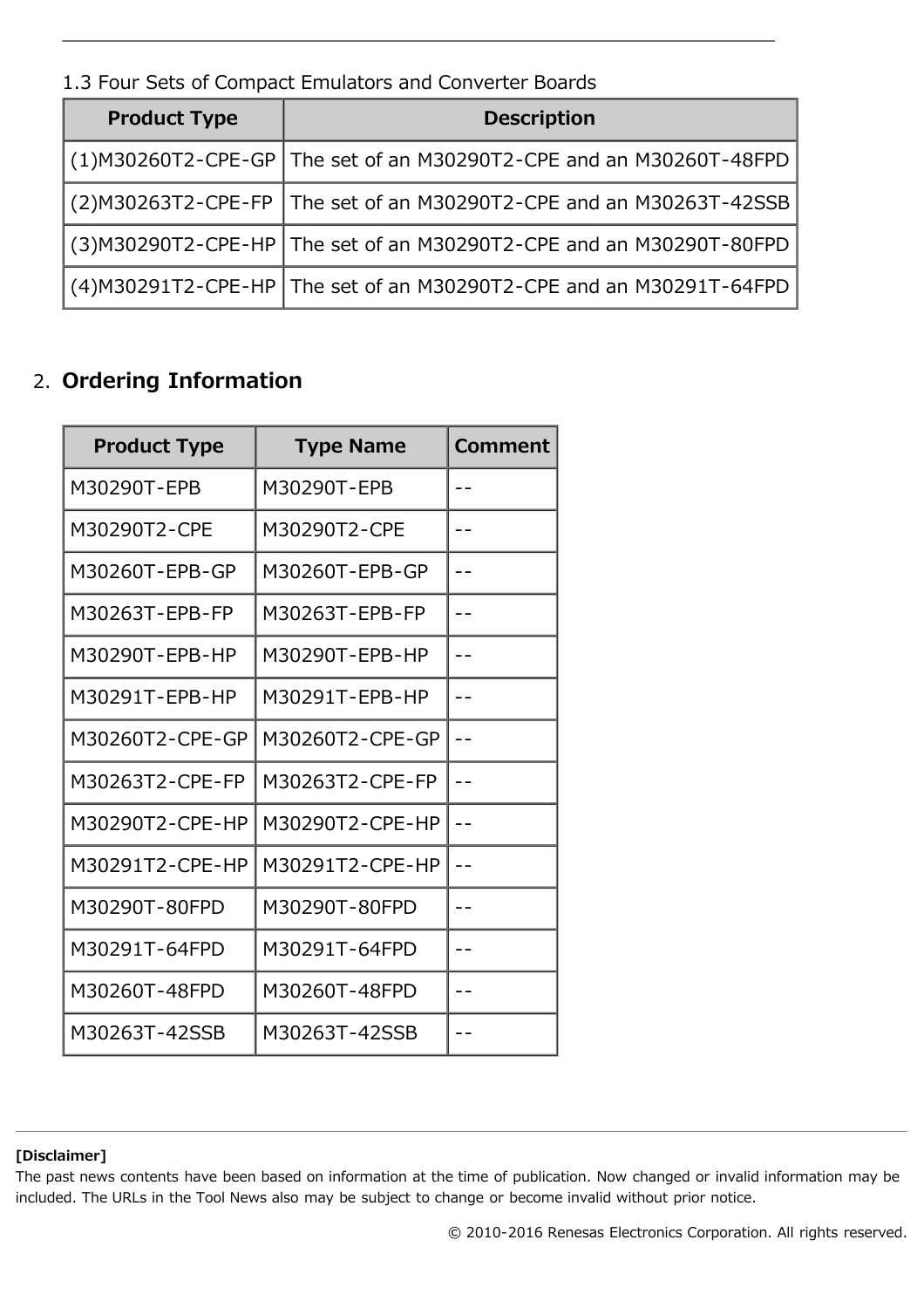1.3 Four Sets of Compact Emulators and Converter Boards

| Product Type | Description |
| --- | --- |
| (1)M30260T2-CPE-GP | The set of an M30290T2-CPE and an M30260T-48FPD |
| (2)M30263T2-CPE-FP | The set of an M30290T2-CPE and an M30263T-42SSB |
| (3)M30290T2-CPE-HP | The set of an M30290T2-CPE and an M30290T-80FPD |
| (4)M30291T2-CPE-HP | The set of an M30290T2-CPE and an M30291T-64FPD |

## 2. Ordering Information

| Product Type | Type Name | Comment |
| --- | --- | --- |
| M30290T-EPB | M30290T-EPB | -- |
| M30290T2-CPE | M30290T2-CPE | -- |
| M30260T-EPB-GP | M30260T-EPB-GP | -- |
| M30263T-EPB-FP | M30263T-EPB-FP | -- |
| M30290T-EPB-HP | M30290T-EPB-HP | -- |
| M30291T-EPB-HP | M30291T-EPB-HP | -- |
| M30260T2-CPE-GP | M30260T2-CPE-GP | -- |
| M30263T2-CPE-FP | M30263T2-CPE-FP | -- |
| M30290T2-CPE-HP | M30290T2-CPE-HP | -- |
| M30291T2-CPE-HP | M30291T2-CPE-HP | -- |
| M30290T-80FPD | M30290T-80FPD | -- |
| M30291T-64FPD | M30291T-64FPD | -- |
| M30260T-48FPD | M30260T-48FPD | -- |
| M30263T-42SSB | M30263T-42SSB | -- |

**[Disclaimer]**
The past news contents have been based on information at the time of publication. Now changed or invalid information may be included. The URLs in the Tool News also may be subject to change or become invalid without prior notice.

© 2010-2016 Renesas Electronics Corporation. All rights reserved.